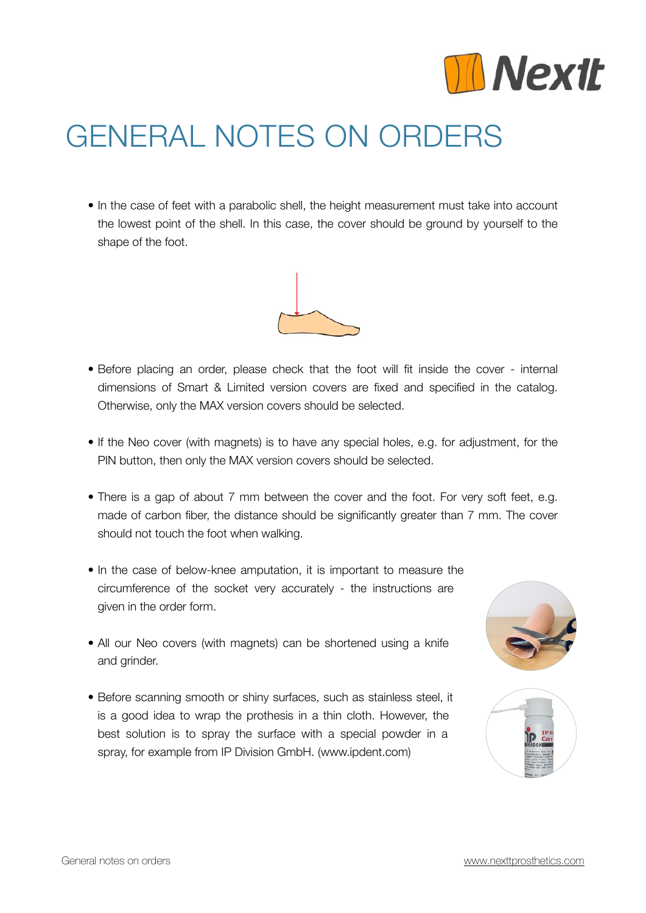# GENERAL NOTES ON ORDERS

- In the case of feet with a parabolic shell, the height measurement must take into account the lowest point of the shell. In this case, the cover should be ground by yourself to the shape of the foot.

- Before placing an order, please check that the foot will fit inside the cover - internal dimensions of Smart & Limited version covers are fixed and specified in the catalog. Otherwise, only the MAX version covers should be selected.

- If the Neo cover (with magnets) is to have any special holes, e.g. for adjustment, for the PIN button, then only the MAX version covers should be selected.

- There is a gap of about 7 mm between the cover and the foot. For very soft feet, e.g. made of carbon fiber, the distance should be significantly greater than 7 mm. The cover should not touch the foot when walking.

- In the case of below-knee amputation, it is important to measure the circumference of the socket very accurately - the instructions are given in the order form.

- All our Neo covers (with magnets) can be shortened using a knife and grinder.

- Before scanning smooth or shiny surfaces, such as stainless steel, it is a good idea to wrap the prothesis in a thin cloth. However, the best solution is to spray the surface with a special powder in a spray, for example from IP Division GmbH. (www.ipdent.com)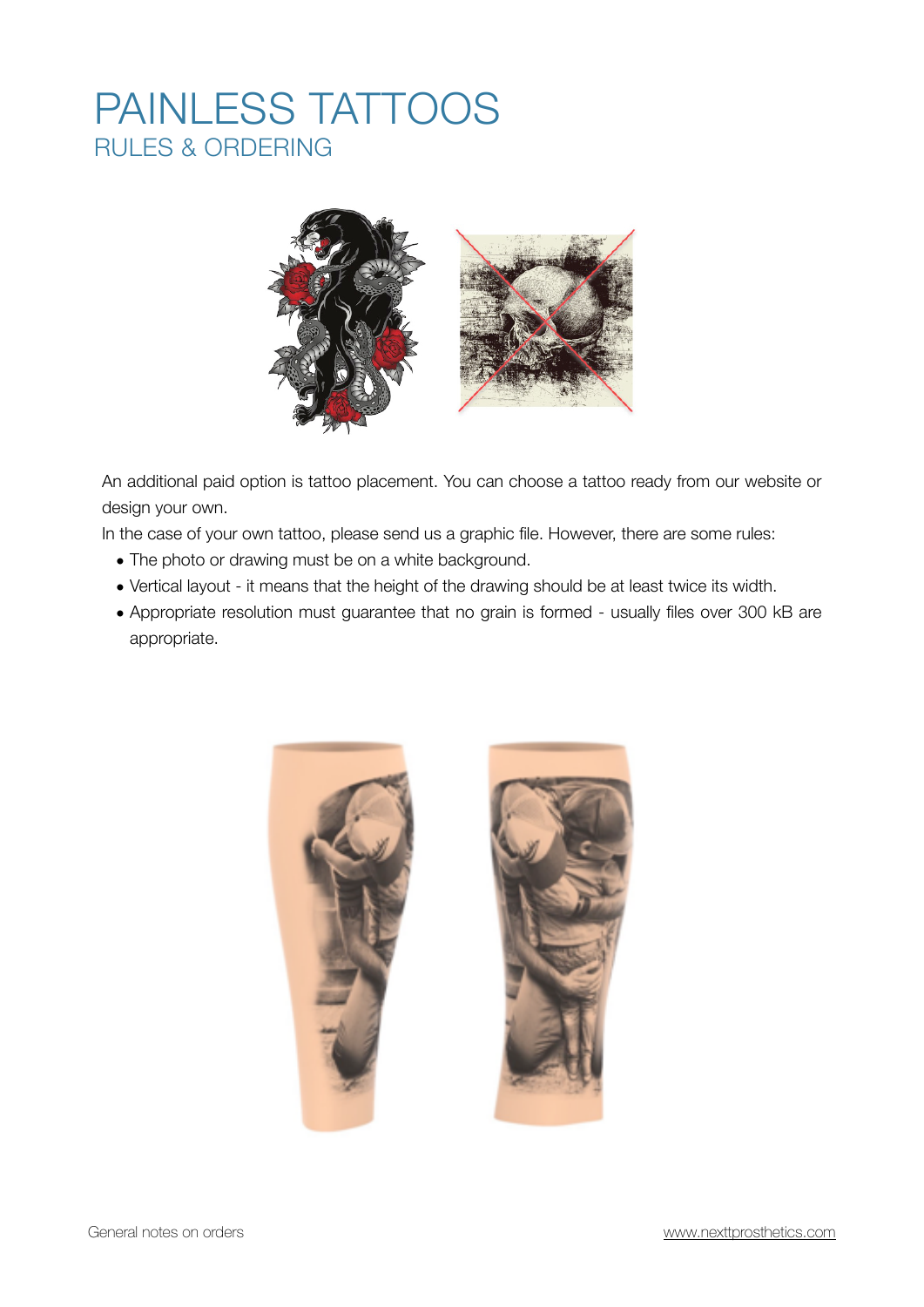# PAINLESS TATTOOS
## RULES & ORDERING

An additional paid option is tattoo placement. You can choose a tattoo ready from our website or design your own.

In the case of your own tattoo, please send us a graphic file. However, there are some rules:

- The photo or drawing must be on a white background.
- Vertical layout - it means that the height of the drawing should be at least twice its width.
- Appropriate resolution must guarantee that no grain is formed - usually files over 300 kB are appropriate.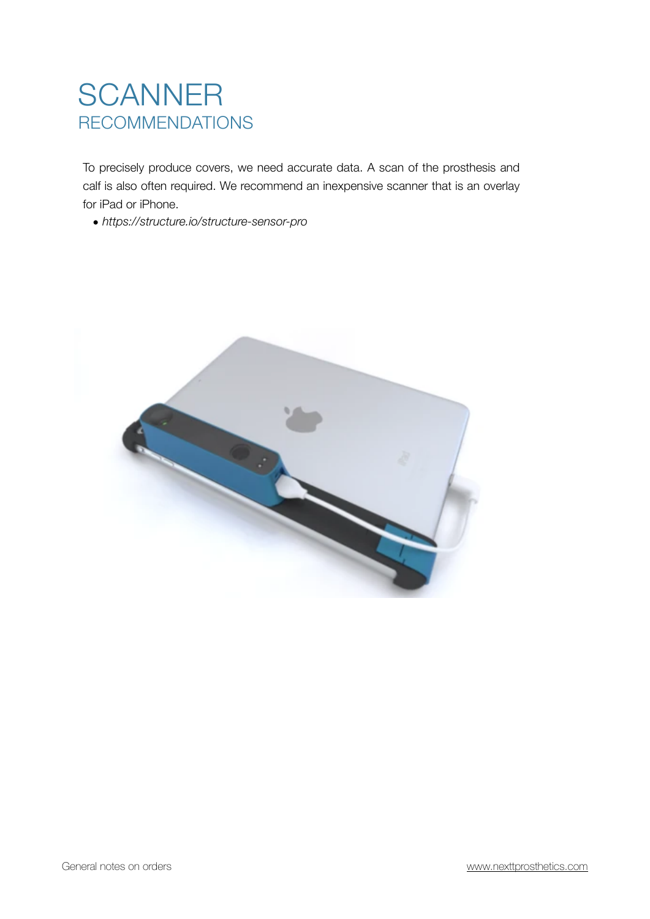# SCANNER

## RECOMMENDATIONS

To precisely produce covers, we need accurate data. A scan of the prosthesis and calf is also often required. We recommend an inexpensive scanner that is an overlay for iPad or iPhone.

- *https://structure.io/structure-sensor-pro*